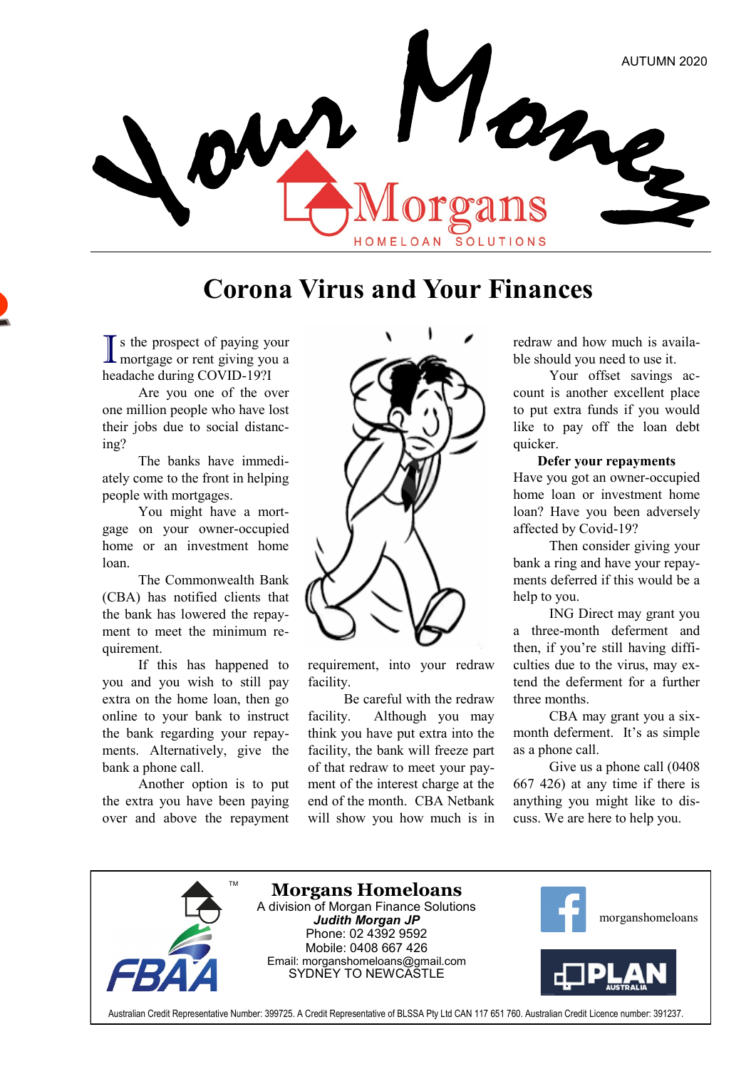Your Money

AUTUMN 2020

Morgans HOMELOAN SOLUTIONS

# Corona Virus and Your Finances

Is the prospect of paying your mortgage or rent giving you a headache during COVID-19?I

Are you one of the over one million people who have lost their jobs due to social distancing?

The banks have immediately come to the front in helping people with mortgages.

You might have a mortgage on your owner-occupied home or an investment home loan.

The Commonwealth Bank (CBA) has notified clients that the bank has lowered the repayment to meet the minimum requirement.

If this has happened to you and you wish to still pay extra on the home loan, then go online to your bank to instruct the bank regarding your repayments. Alternatively, give the bank a phone call.

Another option is to put the extra you have been paying over and above the repayment requirement, into your redraw facility.

Be careful with the redraw facility. Although you may think you have put extra into the facility, the bank will freeze part of that redraw to meet your payment of the interest charge at the end of the month. CBA Netbank will show you how much is in redraw and how much is available should you need to use it.

Your offset savings account is another excellent place to put extra funds if you would like to pay off the loan debt quicker.

**Defer your repayments**

Have you got an owner-occupied home loan or investment home loan? Have you been adversely affected by Covid-19?

Then consider giving your bank a ring and have your repayments deferred if this would be a help to you.

ING Direct may grant you a three-month deferment and then, if you're still having difficulties due to the virus, may extend the deferment for a further three months.

CBA may grant you a six-month deferment. It's as simple as a phone call.

Give us a phone call (0408 667 426) at any time if there is anything you might like to discuss. We are here to help you.

---

**Morgans Homeloans**
A division of Morgan Finance Solutions
***Judith Morgan JP***
Phone: 02 4392 9592
Mobile: 0408 667 426
Email: morganshomeloans@gmail.com
SYDNEY TO NEWCASTLE

FBAA

morganshomeloans

PLAN AUSTRALIA

Australian Credit Representative Number: 399725. A Credit Representative of BLSSA Pty Ltd CAN 117 651 760. Australian Credit Licence number: 391237.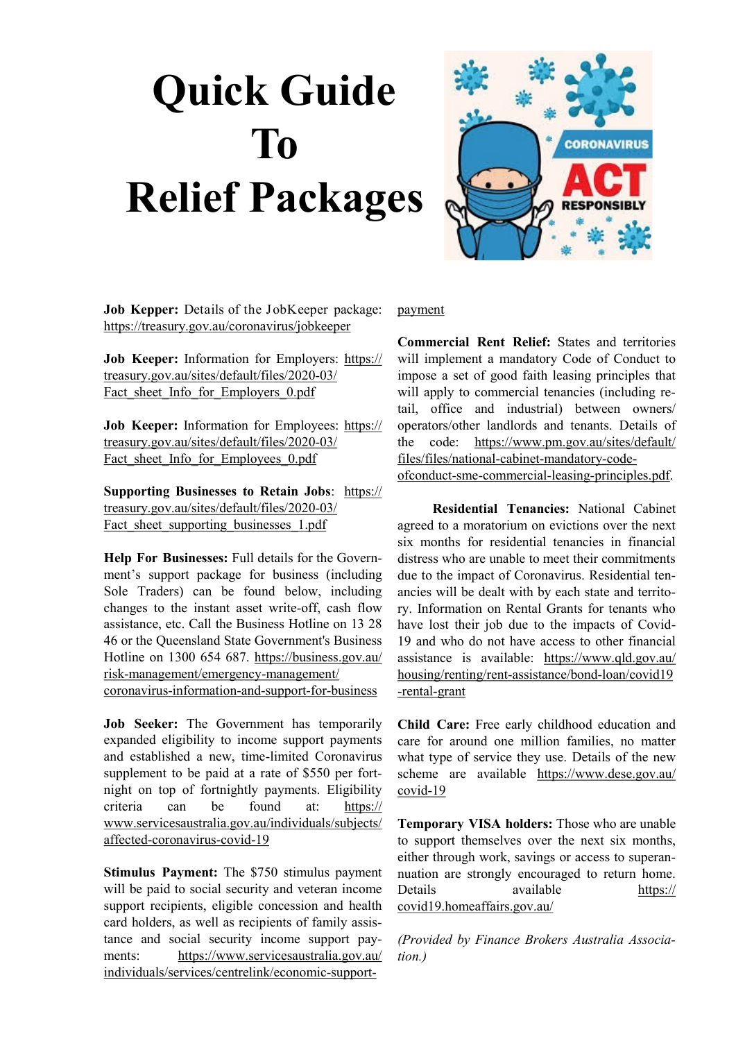# Quick Guide To Relief Packages

**Job Kepper:** Details of the JobKeeper package: https://treasury.gov.au/coronavirus/jobkeeper

**Job Keeper:** Information for Employers: https://treasury.gov.au/sites/default/files/2020-03/Fact_sheet_Info_for_Employers_0.pdf

**Job Keeper:** Information for Employees: https://treasury.gov.au/sites/default/files/2020-03/Fact_sheet_Info_for_Employees_0.pdf

**Supporting Businesses to Retain Jobs**: https://treasury.gov.au/sites/default/files/2020-03/Fact_sheet_supporting_businesses_1.pdf

**Help For Businesses:** Full details for the Government's support package for business (including Sole Traders) can be found below, including changes to the instant asset write-off, cash flow assistance, etc. Call the Business Hotline on 13 28 46 or the Queensland State Government's Business Hotline on 1300 654 687. https://business.gov.au/risk-management/emergency-management/coronavirus-information-and-support-for-business

**Job Seeker:** The Government has temporarily expanded eligibility to income support payments and established a new, time-limited Coronavirus supplement to be paid at a rate of $550 per fortnight on top of fortnightly payments. Eligibility criteria can be found at: https://www.servicesaustralia.gov.au/individuals/subjects/affected-coronavirus-covid-19

**Stimulus Payment:** The $750 stimulus payment will be paid to social security and veteran income support recipients, eligible concession and health card holders, as well as recipients of family assistance and social security income support payments: https://www.servicesaustralia.gov.au/individuals/services/centrelink/economic-support-payment

**Commercial Rent Relief:** States and territories will implement a mandatory Code of Conduct to impose a set of good faith leasing principles that will apply to commercial tenancies (including retail, office and industrial) between owners/operators/other landlords and tenants. Details of the code: https://www.pm.gov.au/sites/default/files/files/national-cabinet-mandatory-code-ofconduct-sme-commercial-leasing-principles.pdf.

**Residential Tenancies:** National Cabinet agreed to a moratorium on evictions over the next six months for residential tenancies in financial distress who are unable to meet their commitments due to the impact of Coronavirus. Residential tenancies will be dealt with by each state and territory. Information on Rental Grants for tenants who have lost their job due to the impacts of Covid-19 and who do not have access to other financial assistance is available: https://www.qld.gov.au/housing/renting/rent-assistance/bond-loan/covid19-rental-grant

**Child Care:** Free early childhood education and care for around one million families, no matter what type of service they use. Details of the new scheme are available https://www.dese.gov.au/covid-19

**Temporary VISA holders:** Those who are unable to support themselves over the next six months, either through work, savings or access to superannuation are strongly encouraged to return home. Details available https://covid19.homeaffairs.gov.au/

*(Provided by Finance Brokers Australia Association.)*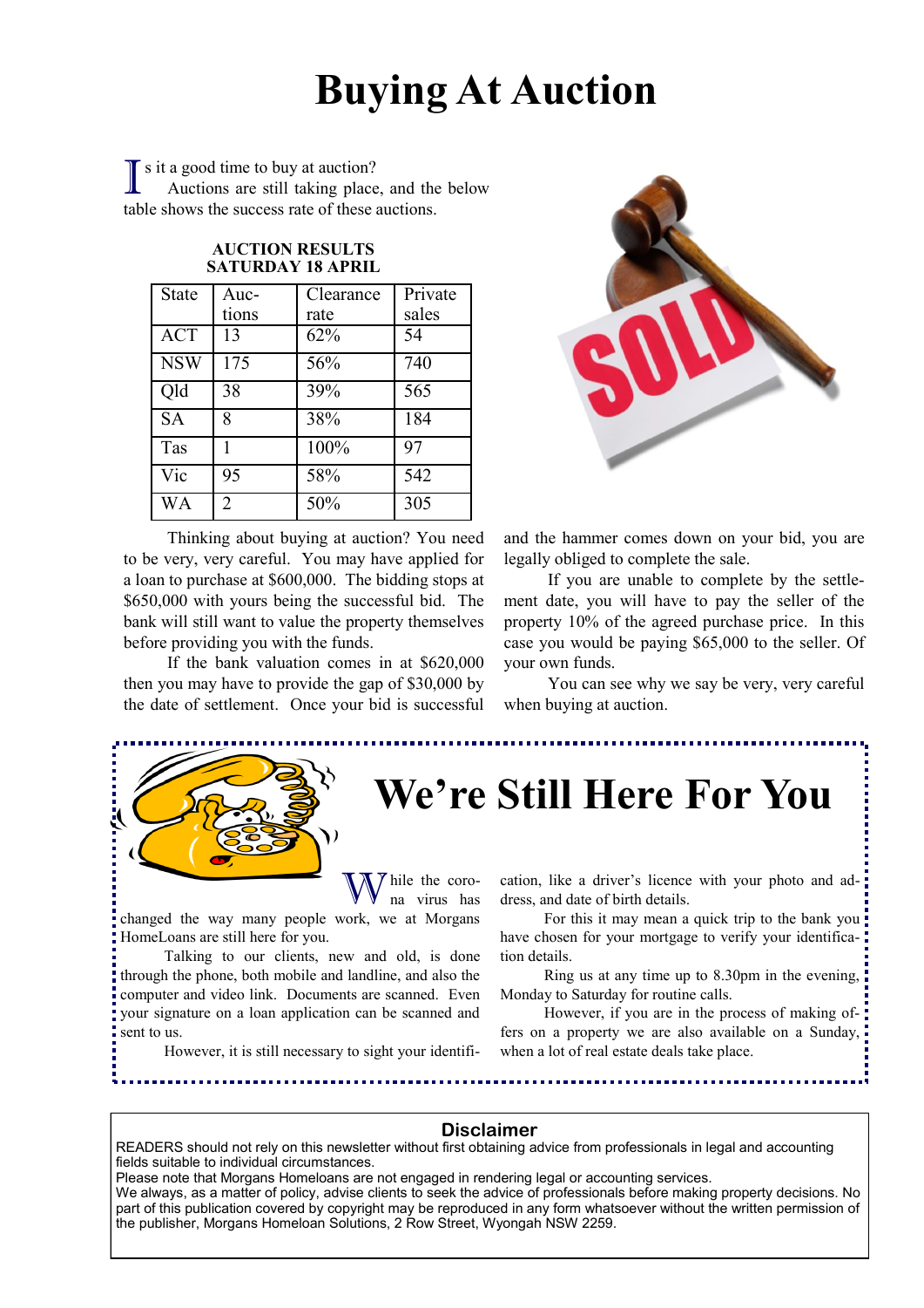# Buying At Auction

Is it a good time to buy at auction?

Auctions are still taking place, and the below table shows the success rate of these auctions.

**AUCTION RESULTS SATURDAY 18 APRIL**

| State | Auctions | Clearance rate | Private sales |
|---|---|---|---|
| ACT | 13 | 62% | 54 |
| NSW | 175 | 56% | 740 |
| Qld | 38 | 39% | 565 |
| SA | 8 | 38% | 184 |
| Tas | 1 | 100% | 97 |
| Vic | 95 | 58% | 542 |
| WA | 2 | 50% | 305 |

Thinking about buying at auction? You need to be very, very careful. You may have applied for a loan to purchase at $600,000. The bidding stops at $650,000 with yours being the successful bid. The bank will still want to value the property themselves before providing you with the funds.

If the bank valuation comes in at $620,000 then you may have to provide the gap of $30,000 by the date of settlement. Once your bid is successful and the hammer comes down on your bid, you are legally obliged to complete the sale.

If you are unable to complete by the settlement date, you will have to pay the seller of the property 10% of the agreed purchase price. In this case you would be paying $65,000 to the seller. Of your own funds.

You can see why we say be very, very careful when buying at auction.

## We're Still Here For You

While the corona virus has changed the way many people work, we at Morgans HomeLoans are still here for you.

Talking to our clients, new and old, is done through the phone, both mobile and landline, and also the computer and video link. Documents are scanned. Even your signature on a loan application can be scanned and sent to us.

However, it is still necessary to sight your identification, like a driver's licence with your photo and address, and date of birth details.

For this it may mean a quick trip to the bank you have chosen for your mortgage to verify your identification details.

Ring us at any time up to 8.30pm in the evening, Monday to Saturday for routine calls.

However, if you are in the process of making offers on a property we are also available on a Sunday, when a lot of real estate deals take place.

### Disclaimer

READERS should not rely on this newsletter without first obtaining advice from professionals in legal and accounting fields suitable to individual circumstances.
Please note that Morgans Homeloans are not engaged in rendering legal or accounting services.
We always, as a matter of policy, advise clients to seek the advice of professionals before making property decisions. No part of this publication covered by copyright may be reproduced in any form whatsoever without the written permission of the publisher, Morgans Homeloan Solutions, 2 Row Street, Wyongah NSW 2259.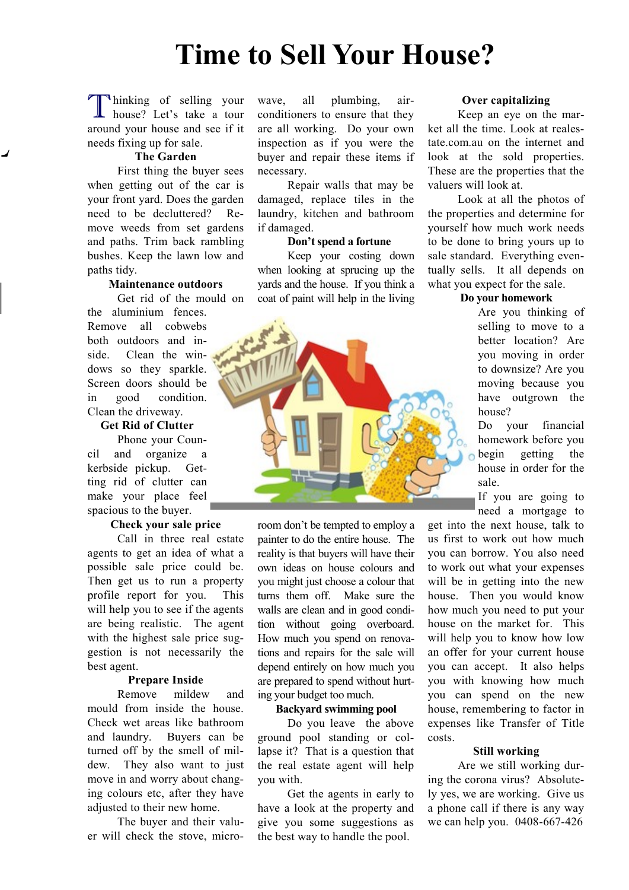# Time to Sell Your House?

Thinking of selling your house? Let's take a tour around your house and see if it needs fixing up for sale.

### The Garden

First thing the buyer sees when getting out of the car is your front yard. Does the garden need to be decluttered? Remove weeds from set gardens and paths. Trim back rambling bushes. Keep the lawn low and paths tidy.

### Maintenance outdoors

Get rid of the mould on the aluminium fences. Remove all cobwebs both outdoors and inside. Clean the windows so they sparkle. Screen doors should be in good condition. Clean the driveway.

### Get Rid of Clutter

Phone your Council and organize a kerbside pickup. Getting rid of clutter can make your place feel spacious to the buyer.

### Check your sale price

Call in three real estate agents to get an idea of what a possible sale price could be. Then get us to run a property profile report for you. This will help you to see if the agents are being realistic. The agent with the highest sale price suggestion is not necessarily the best agent.

### Prepare Inside

Remove mildew and mould from inside the house. Check wet areas like bathroom and laundry. Buyers can be turned off by the smell of mildew. They also want to just move in and worry about changing colours etc, after they have adjusted to their new home.

The buyer and their valuer will check the stove, microwave, all plumbing, air-conditioners to ensure that they are all working. Do your own inspection as if you were the buyer and repair these items if necessary.

Repair walls that may be damaged, replace tiles in the laundry, kitchen and bathroom if damaged.

### Don't spend a fortune

Keep your costing down when looking at sprucing up the yards and the house. If you think a coat of paint will help in the living room don't be tempted to employ a painter to do the entire house. The reality is that buyers will have their own ideas on house colours and you might just choose a colour that turns them off. Make sure the walls are clean and in good condition without going overboard. How much you spend on renovations and repairs for the sale will depend entirely on how much you are prepared to spend without hurting your budget too much.

### Backyard swimming pool

Do you leave the above ground pool standing or collapse it? That is a question that the real estate agent will help you with.

Get the agents in early to have a look at the property and give you some suggestions as the best way to handle the pool.

### Over capitalizing

Keep an eye on the market all the time. Look at realestate.com.au on the internet and look at the sold properties. These are the properties that the valuers will look at.

Look at all the photos of the properties and determine for yourself how much work needs to be done to bring yours up to sale standard. Everything eventually sells. It all depends on what you expect for the sale.

### Do your homework

Are you thinking of selling to move to a better location? Are you moving in order to downsize? Are you moving because you have outgrown the house?

Do your financial homework before you begin getting the house in order for the sale.

If you are going to need a mortgage to get into the next house, talk to us first to work out how much you can borrow. You also need to work out what your expenses will be in getting into the new house. Then you would know how much you need to put your house on the market for. This will help you to know how low an offer for your current house you can accept. It also helps you with knowing how much you can spend on the new house, remembering to factor in expenses like Transfer of Title costs.

### Still working

Are we still working during the corona virus? Absolutely yes, we are working. Give us a phone call if there is any way we can help you. 0408-667-426